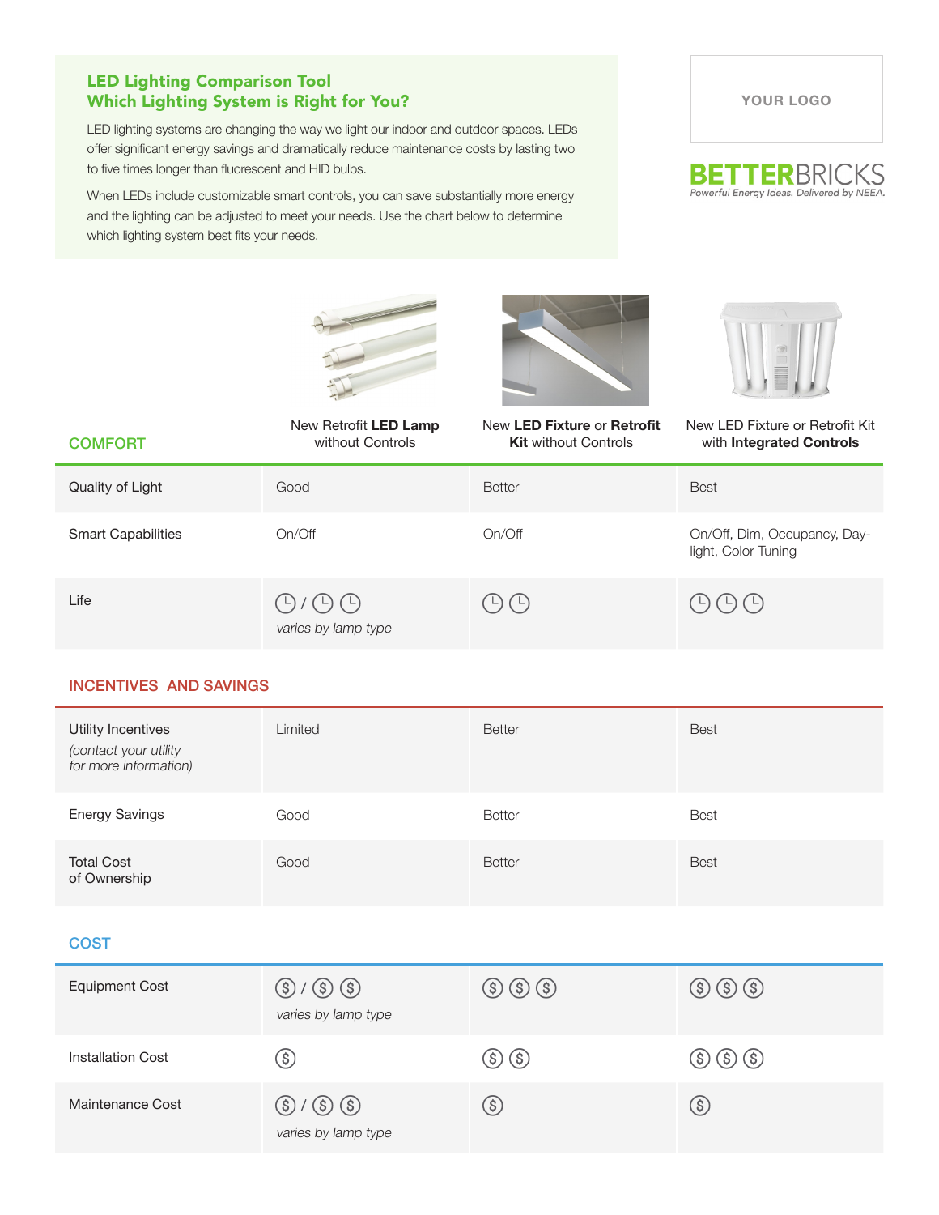## LED Lighting Comparison Tool
## Which Lighting System is Right for You?

LED lighting systems are changing the way we light our indoor and outdoor spaces. LEDs offer significant energy savings and dramatically reduce maintenance costs by lasting two to five times longer than fluorescent and HID bulbs.

When LEDs include customizable smart controls, you can save substantially more energy and the lighting can be adjusted to meet your needs. Use the chart below to determine which lighting system best fits your needs.

YOUR LOGO

BETTERBRICKS
*Powerful Energy Ideas. Delivered by NEEA.*

| COMFORT | New Retrofit **LED Lamp** without Controls | New **LED Fixture** or **Retrofit Kit** without Controls | New LED Fixture or Retrofit Kit with **Integrated Controls** |
|---|---|---|---|
| Quality of Light | Good | Better | Best |
| Smart Capabilities | On/Off | On/Off | On/Off, Dim, Occupancy, Daylight, Color Tuning |
| Life | 🕒 / 🕒🕒 *varies by lamp type* | 🕒🕒 | 🕒🕒🕒 |

| INCENTIVES AND SAVINGS | | | |
|---|---|---|---|
| Utility Incentives *(contact your utility for more information)* | Limited | Better | Best |
| Energy Savings | Good | Better | Best |
| Total Cost of Ownership | Good | Better | Best |

| COST | | | |
|---|---|---|---|
| Equipment Cost | $ / $$ *varies by lamp type* | $$$ | $$$ |
| Installation Cost | $ | $$ | $$$ |
| Maintenance Cost | $ / $$ *varies by lamp type* | $ | $ |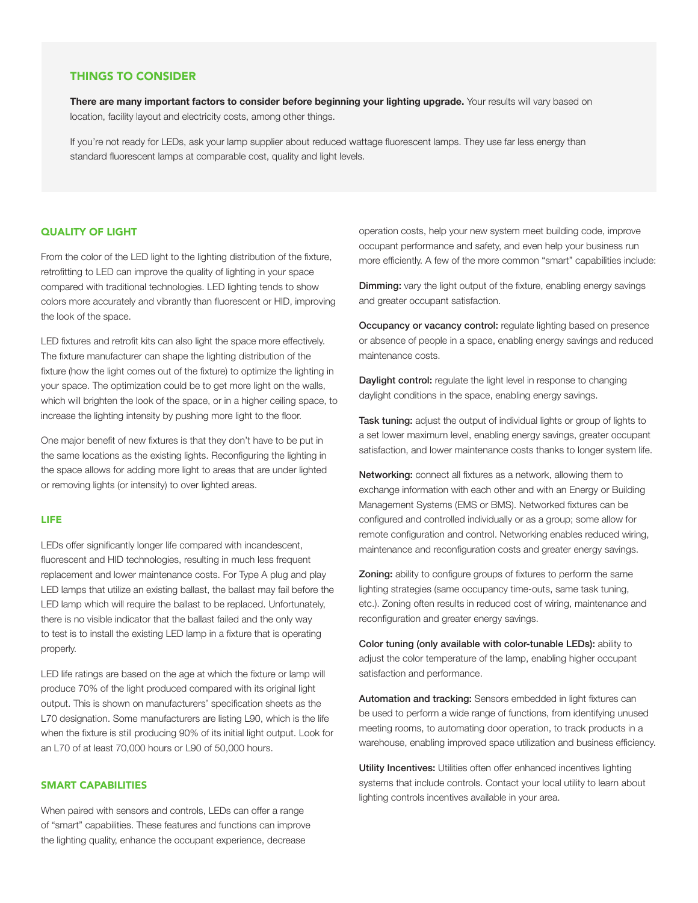## THINGS TO CONSIDER

**There are many important factors to consider before beginning your lighting upgrade.** Your results will vary based on location, facility layout and electricity costs, among other things.

If you're not ready for LEDs, ask your lamp supplier about reduced wattage fluorescent lamps. They use far less energy than standard fluorescent lamps at comparable cost, quality and light levels.

### QUALITY OF LIGHT

From the color of the LED light to the lighting distribution of the fixture, retrofitting to LED can improve the quality of lighting in your space compared with traditional technologies. LED lighting tends to show colors more accurately and vibrantly than fluorescent or HID, improving the look of the space.

LED fixtures and retrofit kits can also light the space more effectively. The fixture manufacturer can shape the lighting distribution of the fixture (how the light comes out of the fixture) to optimize the lighting in your space. The optimization could be to get more light on the walls, which will brighten the look of the space, or in a higher ceiling space, to increase the lighting intensity by pushing more light to the floor.

One major benefit of new fixtures is that they don't have to be put in the same locations as the existing lights. Reconfiguring the lighting in the space allows for adding more light to areas that are under lighted or removing lights (or intensity) to over lighted areas.

### LIFE

LEDs offer significantly longer life compared with incandescent, fluorescent and HID technologies, resulting in much less frequent replacement and lower maintenance costs. For Type A plug and play LED lamps that utilize an existing ballast, the ballast may fail before the LED lamp which will require the ballast to be replaced. Unfortunately, there is no visible indicator that the ballast failed and the only way to test is to install the existing LED lamp in a fixture that is operating properly.

LED life ratings are based on the age at which the fixture or lamp will produce 70% of the light produced compared with its original light output. This is shown on manufacturers' specification sheets as the L70 designation. Some manufacturers are listing L90, which is the life when the fixture is still producing 90% of its initial light output. Look for an L70 of at least 70,000 hours or L90 of 50,000 hours.

### SMART CAPABILITIES

When paired with sensors and controls, LEDs can offer a range of "smart" capabilities. These features and functions can improve the lighting quality, enhance the occupant experience, decrease operation costs, help your new system meet building code, improve occupant performance and safety, and even help your business run more efficiently. A few of the more common "smart" capabilities include:

**Dimming:** vary the light output of the fixture, enabling energy savings and greater occupant satisfaction.

**Occupancy or vacancy control:** regulate lighting based on presence or absence of people in a space, enabling energy savings and reduced maintenance costs.

**Daylight control:** regulate the light level in response to changing daylight conditions in the space, enabling energy savings.

**Task tuning:** adjust the output of individual lights or group of lights to a set lower maximum level, enabling energy savings, greater occupant satisfaction, and lower maintenance costs thanks to longer system life.

**Networking:** connect all fixtures as a network, allowing them to exchange information with each other and with an Energy or Building Management Systems (EMS or BMS). Networked fixtures can be configured and controlled individually or as a group; some allow for remote configuration and control. Networking enables reduced wiring, maintenance and reconfiguration costs and greater energy savings.

**Zoning:** ability to configure groups of fixtures to perform the same lighting strategies (same occupancy time-outs, same task tuning, etc.). Zoning often results in reduced cost of wiring, maintenance and reconfiguration and greater energy savings.

**Color tuning (only available with color-tunable LEDs):** ability to adjust the color temperature of the lamp, enabling higher occupant satisfaction and performance.

**Automation and tracking:** Sensors embedded in light fixtures can be used to perform a wide range of functions, from identifying unused meeting rooms, to automating door operation, to track products in a warehouse, enabling improved space utilization and business efficiency.

**Utility Incentives:** Utilities often offer enhanced incentives lighting systems that include controls. Contact your local utility to learn about lighting controls incentives available in your area.